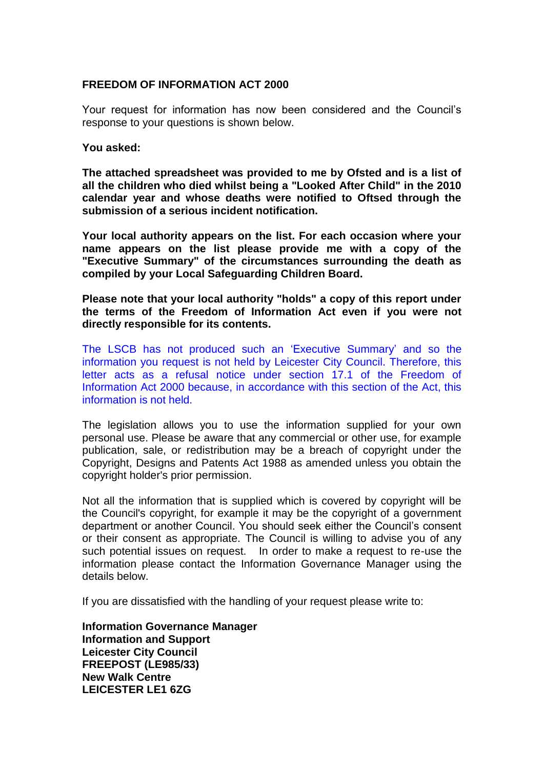**FREEDOM OF INFORMATION ACT 2000**

Your request for information has now been considered and the Council's response to your questions is shown below.

**You asked:**

**The attached spreadsheet was provided to me by Ofsted and is a list of all the children who died whilst being a "Looked After Child" in the 2010 calendar year and whose deaths were notified to Oftsed through the submission of a serious incident notification.**

**Your local authority appears on the list. For each occasion where your name appears on the list please provide me with a copy of the "Executive Summary" of the circumstances surrounding the death as compiled by your Local Safeguarding Children Board.**

**Please note that your local authority "holds" a copy of this report under the terms of the Freedom of Information Act even if you were not directly responsible for its contents.**

The LSCB has not produced such an 'Executive Summary' and so the information you request is not held by Leicester City Council. Therefore, this letter acts as a refusal notice under section 17.1 of the Freedom of Information Act 2000 because, in accordance with this section of the Act, this information is not held.

The legislation allows you to use the information supplied for your own personal use. Please be aware that any commercial or other use, for example publication, sale, or redistribution may be a breach of copyright under the Copyright, Designs and Patents Act 1988 as amended unless you obtain the copyright holder's prior permission.

Not all the information that is supplied which is covered by copyright will be the Council's copyright, for example it may be the copyright of a government department or another Council. You should seek either the Council's consent or their consent as appropriate. The Council is willing to advise you of any such potential issues on request. In order to make a request to re-use the information please contact the Information Governance Manager using the details below.

If you are dissatisfied with the handling of your request please write to:

**Information Governance Manager**
**Information and Support**
**Leicester City Council**
**FREEPOST (LE985/33)**
**New Walk Centre**
**LEICESTER LE1 6ZG**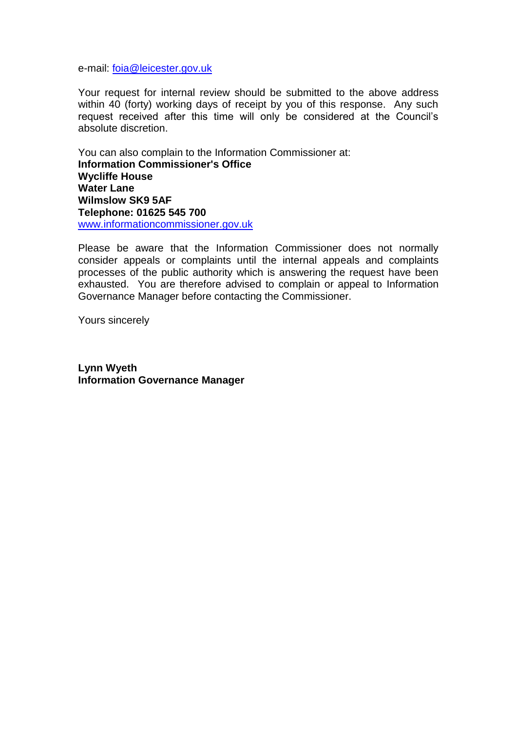e-mail: foia@leicester.gov.uk

Your request for internal review should be submitted to the above address within 40 (forty) working days of receipt by you of this response. Any such request received after this time will only be considered at the Council's absolute discretion.

You can also complain to the Information Commissioner at:
**Information Commissioner's Office**
**Wycliffe House**
**Water Lane**
**Wilmslow SK9 5AF**
**Telephone: 01625 545 700**
www.informationcommissioner.gov.uk

Please be aware that the Information Commissioner does not normally consider appeals or complaints until the internal appeals and complaints processes of the public authority which is answering the request have been exhausted. You are therefore advised to complain or appeal to Information Governance Manager before contacting the Commissioner.

Yours sincerely

**Lynn Wyeth**
**Information Governance Manager**